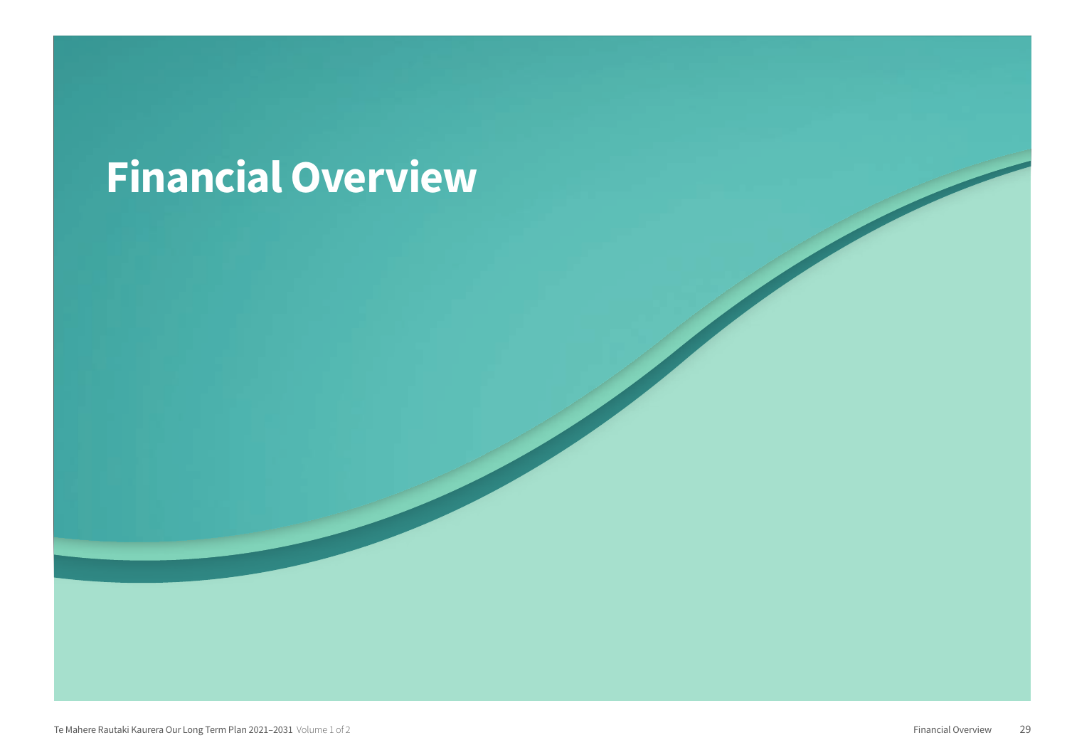# Financial Overview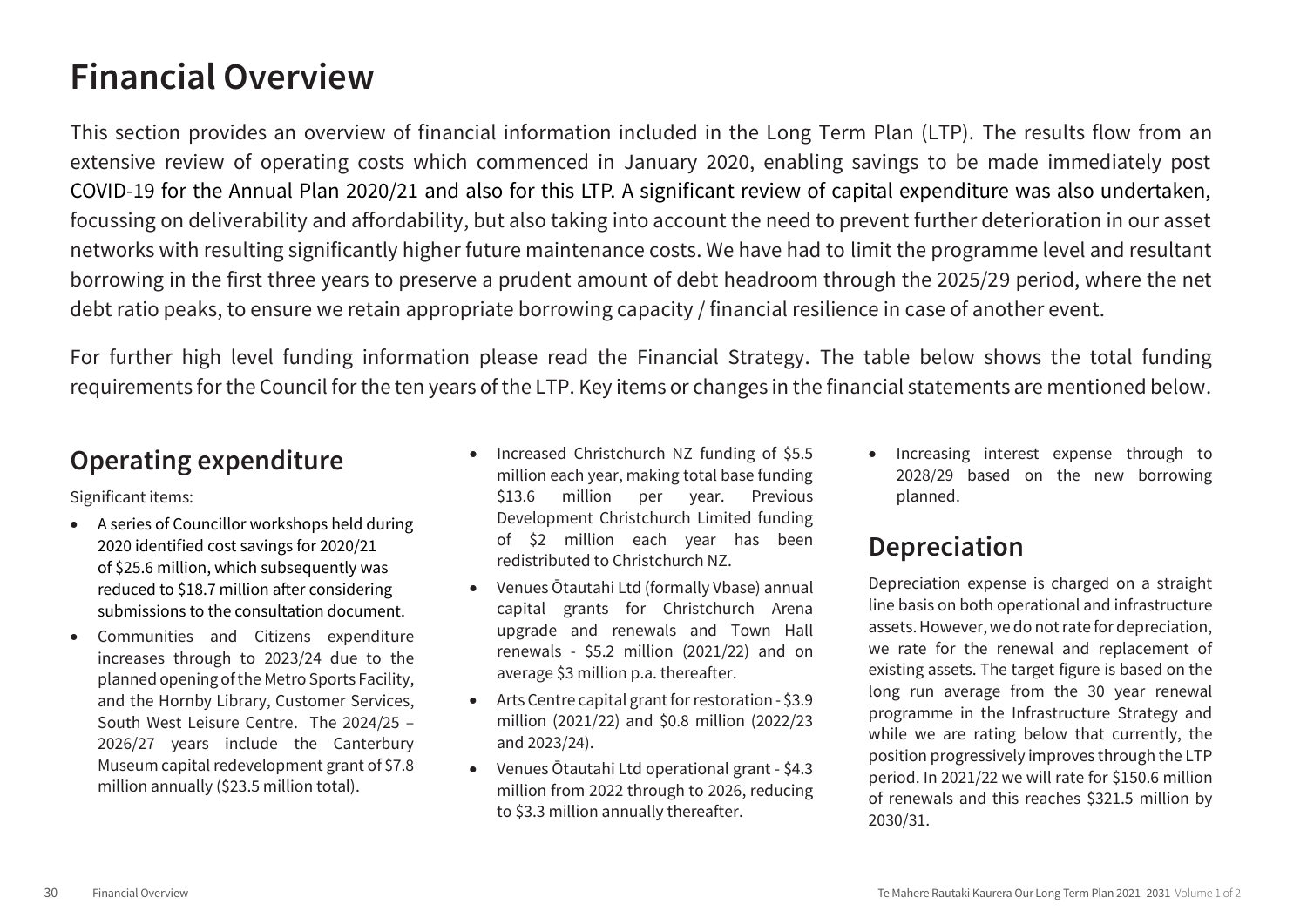# Financial Overview

This section provides an overview of financial information included in the Long Term Plan (LTP). The results flow from an extensive review of operating costs which commenced in January 2020, enabling savings to be made immediately post COVID-19 for the Annual Plan 2020/21 and also for this LTP. A significant review of capital expenditure was also undertaken, focussing on deliverability and affordability, but also taking into account the need to prevent further deterioration in our asset networks with resulting significantly higher future maintenance costs. We have had to limit the programme level and resultant borrowing in the first three years to preserve a prudent amount of debt headroom through the 2025/29 period, where the net debt ratio peaks, to ensure we retain appropriate borrowing capacity / financial resilience in case of another event.

For further high level funding information please read the Financial Strategy. The table below shows the total funding requirements for the Council for the ten years of the LTP. Key items or changes in the financial statements are mentioned below.

## Operating expenditure

Significant items:

- A series of Councillor workshops held during 2020 identified cost savings for 2020/21 of $25.6 million, which subsequently was reduced to $18.7 million after considering submissions to the consultation document.
- Communities and Citizens expenditure increases through to 2023/24 due to the planned opening of the Metro Sports Facility, and the Hornby Library, Customer Services, South West Leisure Centre. The 2024/25 – 2026/27 years include the Canterbury Museum capital redevelopment grant of $7.8 million annually ($23.5 million total).
- Increased Christchurch NZ funding of $5.5 million each year, making total base funding $13.6 million per year. Previous Development Christchurch Limited funding of $2 million each year has been redistributed to Christchurch NZ.
- Venues Ōtautahi Ltd (formally Vbase) annual capital grants for Christchurch Arena upgrade and renewals and Town Hall renewals - $5.2 million (2021/22) and on average $3 million p.a. thereafter.
- Arts Centre capital grant for restoration - $3.9 million (2021/22) and $0.8 million (2022/23 and 2023/24).
- Venues Ōtautahi Ltd operational grant - $4.3 million from 2022 through to 2026, reducing to $3.3 million annually thereafter.
- Increasing interest expense through to 2028/29 based on the new borrowing planned.

## Depreciation

Depreciation expense is charged on a straight line basis on both operational and infrastructure assets. However, we do not rate for depreciation, we rate for the renewal and replacement of existing assets. The target figure is based on the long run average from the 30 year renewal programme in the Infrastructure Strategy and while we are rating below that currently, the position progressively improves through the LTP period. In 2021/22 we will rate for $150.6 million of renewals and this reaches $321.5 million by 2030/31.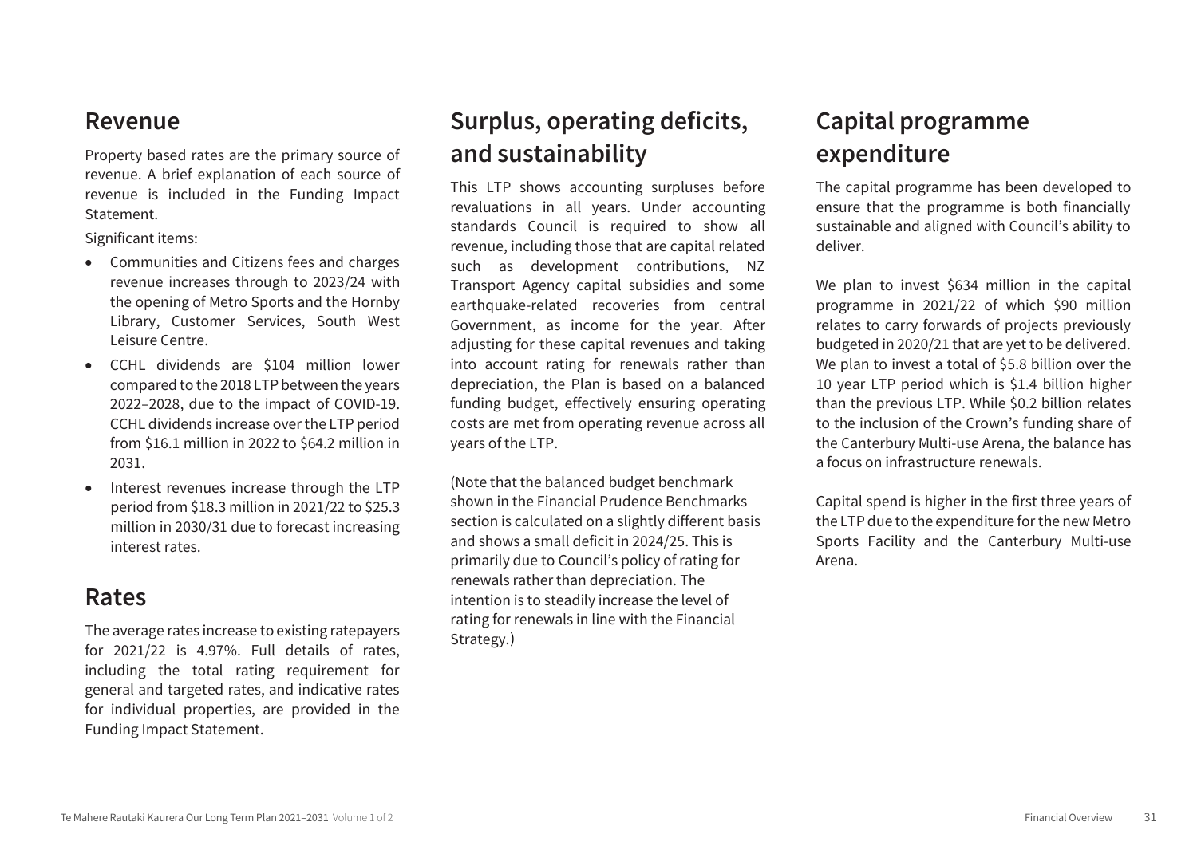## Revenue

Property based rates are the primary source of revenue. A brief explanation of each source of revenue is included in the Funding Impact Statement.

Significant items:

- Communities and Citizens fees and charges revenue increases through to 2023/24 with the opening of Metro Sports and the Hornby Library, Customer Services, South West Leisure Centre.
- CCHL dividends are $104 million lower compared to the 2018 LTP between the years 2022–2028, due to the impact of COVID-19. CCHL dividends increase over the LTP period from $16.1 million in 2022 to $64.2 million in 2031.
- Interest revenues increase through the LTP period from $18.3 million in 2021/22 to $25.3 million in 2030/31 due to forecast increasing interest rates.

## Rates

The average rates increase to existing ratepayers for 2021/22 is 4.97%. Full details of rates, including the total rating requirement for general and targeted rates, and indicative rates for individual properties, are provided in the Funding Impact Statement.

## Surplus, operating deficits, and sustainability

This LTP shows accounting surpluses before revaluations in all years. Under accounting standards Council is required to show all revenue, including those that are capital related such as development contributions, NZ Transport Agency capital subsidies and some earthquake-related recoveries from central Government, as income for the year. After adjusting for these capital revenues and taking into account rating for renewals rather than depreciation, the Plan is based on a balanced funding budget, effectively ensuring operating costs are met from operating revenue across all years of the LTP.

(Note that the balanced budget benchmark shown in the Financial Prudence Benchmarks section is calculated on a slightly different basis and shows a small deficit in 2024/25. This is primarily due to Council's policy of rating for renewals rather than depreciation. The intention is to steadily increase the level of rating for renewals in line with the Financial Strategy.)

## Capital programme expenditure

The capital programme has been developed to ensure that the programme is both financially sustainable and aligned with Council's ability to deliver.

We plan to invest $634 million in the capital programme in 2021/22 of which $90 million relates to carry forwards of projects previously budgeted in 2020/21 that are yet to be delivered. We plan to invest a total of $5.8 billion over the 10 year LTP period which is $1.4 billion higher than the previous LTP. While $0.2 billion relates to the inclusion of the Crown's funding share of the Canterbury Multi-use Arena, the balance has a focus on infrastructure renewals.

Capital spend is higher in the first three years of the LTP due to the expenditure for the new Metro Sports Facility and the Canterbury Multi-use Arena.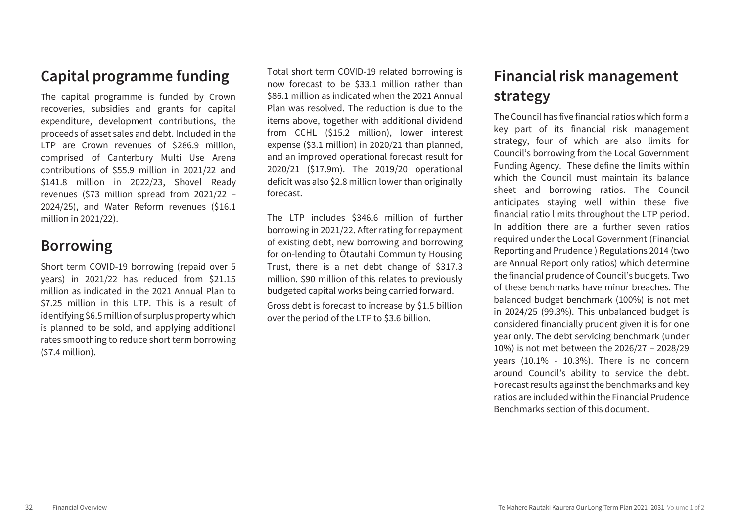## Capital programme funding

The capital programme is funded by Crown recoveries, subsidies and grants for capital expenditure, development contributions, the proceeds of asset sales and debt. Included in the LTP are Crown revenues of $286.9 million, comprised of Canterbury Multi Use Arena contributions of $55.9 million in 2021/22 and $141.8 million in 2022/23, Shovel Ready revenues ($73 million spread from 2021/22 – 2024/25), and Water Reform revenues ($16.1 million in 2021/22).

## Borrowing

Short term COVID-19 borrowing (repaid over 5 years) in 2021/22 has reduced from $21.15 million as indicated in the 2021 Annual Plan to $7.25 million in this LTP. This is a result of identifying $6.5 million of surplus property which is planned to be sold, and applying additional rates smoothing to reduce short term borrowing ($7.4 million).

Total short term COVID-19 related borrowing is now forecast to be $33.1 million rather than $86.1 million as indicated when the 2021 Annual Plan was resolved. The reduction is due to the items above, together with additional dividend from CCHL ($15.2 million), lower interest expense ($3.1 million) in 2020/21 than planned, and an improved operational forecast result for 2020/21 ($17.9m). The 2019/20 operational deficit was also $2.8 million lower than originally forecast.

The LTP includes $346.6 million of further borrowing in 2021/22. After rating for repayment of existing debt, new borrowing and borrowing for on-lending to Ōtautahi Community Housing Trust, there is a net debt change of $317.3 million. $90 million of this relates to previously budgeted capital works being carried forward.

Gross debt is forecast to increase by $1.5 billion over the period of the LTP to $3.6 billion.

## Financial risk management strategy

The Council has five financial ratios which form a key part of its financial risk management strategy, four of which are also limits for Council's borrowing from the Local Government Funding Agency. These define the limits within which the Council must maintain its balance sheet and borrowing ratios. The Council anticipates staying well within these five financial ratio limits throughout the LTP period. In addition there are a further seven ratios required under the Local Government (Financial Reporting and Prudence ) Regulations 2014 (two are Annual Report only ratios) which determine the financial prudence of Council's budgets. Two of these benchmarks have minor breaches. The balanced budget benchmark (100%) is not met in 2024/25 (99.3%). This unbalanced budget is considered financially prudent given it is for one year only. The debt servicing benchmark (under 10%) is not met between the 2026/27 – 2028/29 years (10.1% - 10.3%). There is no concern around Council's ability to service the debt. Forecast results against the benchmarks and key ratios are included within the Financial Prudence Benchmarks section of this document.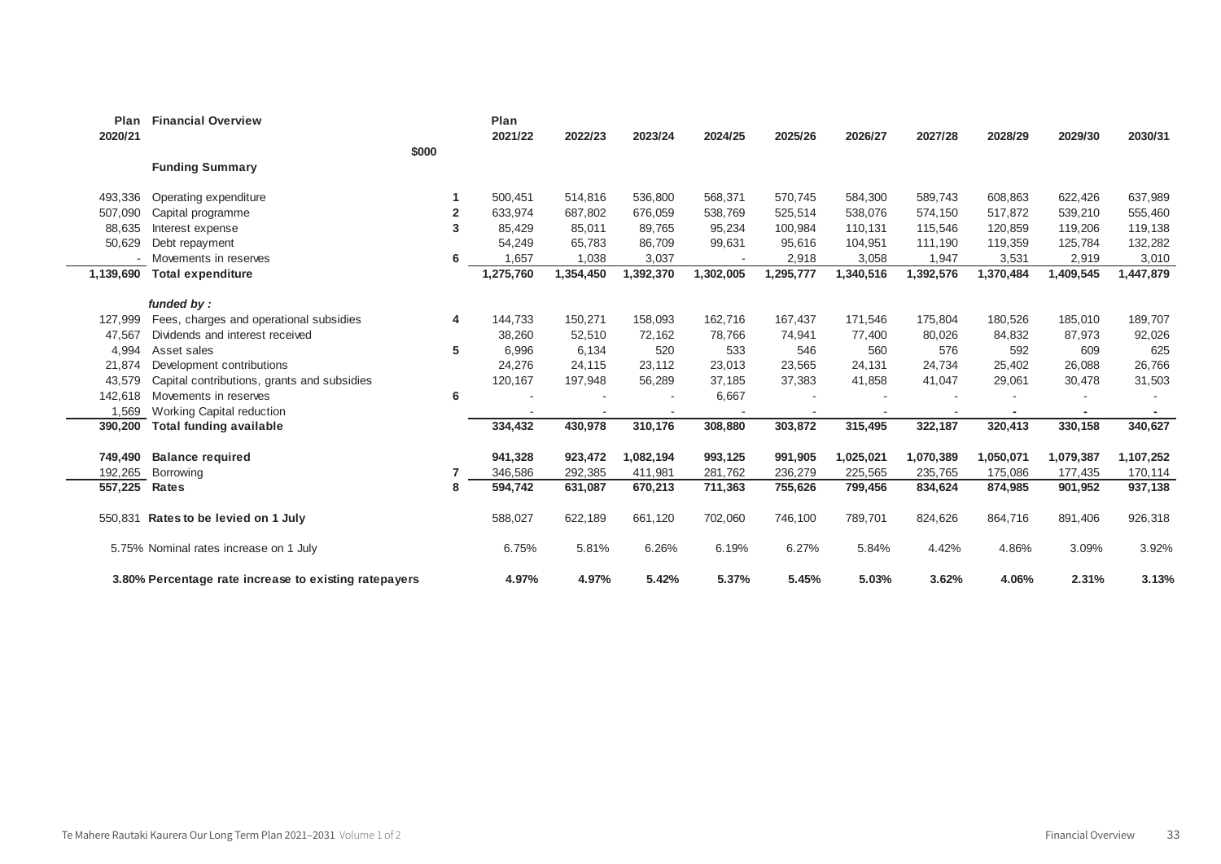| Plan 2020/21 | Financial Overview | | Plan 2021/22 | 2022/23 | 2023/24 | 2024/25 | 2025/26 | 2026/27 | 2027/28 | 2028/29 | 2029/30 | 2030/31 |
|---|---|---|---|---|---|---|---|---|---|---|---|---|
| | $000 | | | | | | | | | | | |
| | **Funding Summary** | | | | | | | | | | | |
| 493,336 | Operating expenditure | 1 | 500,451 | 514,816 | 536,800 | 568,371 | 570,745 | 584,300 | 589,743 | 608,863 | 622,426 | 637,989 |
| 507,090 | Capital programme | 2 | 633,974 | 687,802 | 676,059 | 538,769 | 525,514 | 538,076 | 574,150 | 517,872 | 539,210 | 555,460 |
| 88,635 | Interest expense | 3 | 85,429 | 85,011 | 89,765 | 95,234 | 100,984 | 110,131 | 115,546 | 120,859 | 119,206 | 119,138 |
| 50,629 | Debt repayment | | 54,249 | 65,783 | 86,709 | 99,631 | 95,616 | 104,951 | 111,190 | 119,359 | 125,784 | 132,282 |
| - | Movements in reserves | 6 | 1,657 | 1,038 | 3,037 | - | 2,918 | 3,058 | 1,947 | 3,531 | 2,919 | 3,010 |
| **1,139,690** | **Total expenditure** | | **1,275,760** | **1,354,450** | **1,392,370** | **1,302,005** | **1,295,777** | **1,340,516** | **1,392,576** | **1,370,484** | **1,409,545** | **1,447,879** |
| | ***funded by :*** | | | | | | | | | | | |
| 127,999 | Fees, charges and operational subsidies | 4 | 144,733 | 150,271 | 158,093 | 162,716 | 167,437 | 171,546 | 175,804 | 180,526 | 185,010 | 189,707 |
| 47,567 | Dividends and interest received | | 38,260 | 52,510 | 72,162 | 78,766 | 74,941 | 77,400 | 80,026 | 84,832 | 87,973 | 92,026 |
| 4,994 | Asset sales | 5 | 6,996 | 6,134 | 520 | 533 | 546 | 560 | 576 | 592 | 609 | 625 |
| 21,874 | Development contributions | | 24,276 | 24,115 | 23,112 | 23,013 | 23,565 | 24,131 | 24,734 | 25,402 | 26,088 | 26,766 |
| 43,579 | Capital contributions, grants and subsidies | | 120,167 | 197,948 | 56,289 | 37,185 | 37,383 | 41,858 | 41,047 | 29,061 | 30,478 | 31,503 |
| 142,618 | Movements in reserves | 6 | - | - | - | 6,667 | - | - | - | - | - | - |
| 1,569 | Working Capital reduction | | - | - | - | - | - | - | - | - | - | - |
| **390,200** | **Total funding available** | | **334,432** | **430,978** | **310,176** | **308,880** | **303,872** | **315,495** | **322,187** | **320,413** | **330,158** | **340,627** |
| **749,490** | **Balance required** | | **941,328** | **923,472** | **1,082,194** | **993,125** | **991,905** | **1,025,021** | **1,070,389** | **1,050,071** | **1,079,387** | **1,107,252** |
| 192,265 | Borrowing | 7 | 346,586 | 292,385 | 411,981 | 281,762 | 236,279 | 225,565 | 235,765 | 175,086 | 177,435 | 170,114 |
| **557,225** | **Rates** | 8 | **594,742** | **631,087** | **670,213** | **711,363** | **755,626** | **799,456** | **834,624** | **874,985** | **901,952** | **937,138** |
| 550,831 | **Rates to be levied on 1 July** | | 588,027 | 622,189 | 661,120 | 702,060 | 746,100 | 789,701 | 824,626 | 864,716 | 891,406 | 926,318 |
| 5.75% | Nominal rates increase on 1 July | | 6.75% | 5.81% | 6.26% | 6.19% | 6.27% | 5.84% | 4.42% | 4.86% | 3.09% | 3.92% |
| **3.80%** | **Percentage rate increase to existing ratepayers** | | **4.97%** | **4.97%** | **5.42%** | **5.37%** | **5.45%** | **5.03%** | **3.62%** | **4.06%** | **2.31%** | **3.13%** |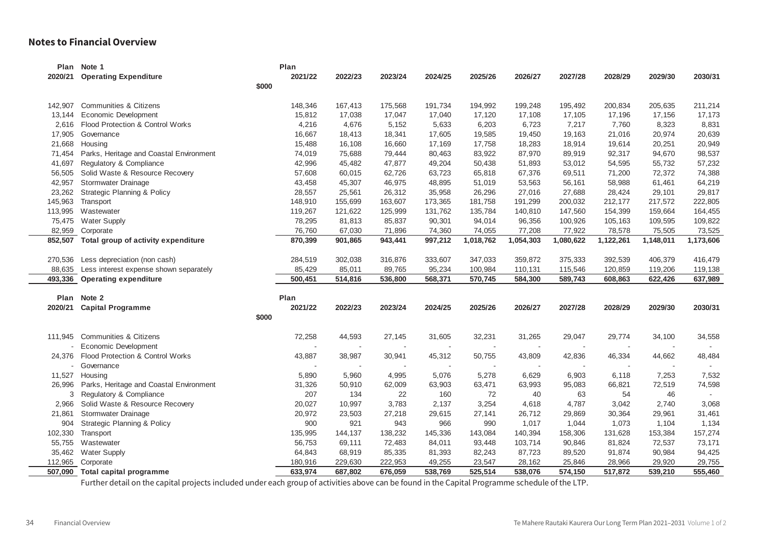## Notes to Financial Overview

| Plan 2020/21 | Note 1 Operating Expenditure | Plan 2021/22 | 2022/23 | 2023/24 | 2024/25 | 2025/26 | 2026/27 | 2027/28 | 2028/29 | 2029/30 | 2030/31 |
|---|---|---|---|---|---|---|---|---|---|---|---|
| | $000 | | | | | | | | | | |
| 142,907 | Communities & Citizens | 148,346 | 167,413 | 175,568 | 191,734 | 194,992 | 199,248 | 195,492 | 200,834 | 205,635 | 211,214 |
| 13,144 | Economic Development | 15,812 | 17,038 | 17,047 | 17,040 | 17,120 | 17,108 | 17,105 | 17,196 | 17,156 | 17,173 |
| 2,616 | Flood Protection & Control Works | 4,216 | 4,676 | 5,152 | 5,633 | 6,203 | 6,723 | 7,217 | 7,760 | 8,323 | 8,831 |
| 17,905 | Governance | 16,667 | 18,413 | 18,341 | 17,605 | 19,585 | 19,450 | 19,163 | 21,016 | 20,974 | 20,639 |
| 21,668 | Housing | 15,488 | 16,108 | 16,660 | 17,169 | 17,758 | 18,283 | 18,914 | 19,614 | 20,251 | 20,949 |
| 71,454 | Parks, Heritage and Coastal Environment | 74,019 | 75,688 | 79,444 | 80,463 | 83,922 | 87,970 | 89,919 | 92,317 | 94,670 | 98,537 |
| 41,697 | Regulatory & Compliance | 42,996 | 45,482 | 47,877 | 49,204 | 50,438 | 51,893 | 53,012 | 54,595 | 55,732 | 57,232 |
| 56,505 | Solid Waste & Resource Recovery | 57,608 | 60,015 | 62,726 | 63,723 | 65,818 | 67,376 | 69,511 | 71,200 | 72,372 | 74,388 |
| 42,957 | Stormwater Drainage | 43,458 | 45,307 | 46,975 | 48,895 | 51,019 | 53,563 | 56,161 | 58,988 | 61,461 | 64,219 |
| 23,262 | Strategic Planning & Policy | 28,557 | 25,561 | 26,312 | 35,958 | 26,296 | 27,016 | 27,688 | 28,424 | 29,101 | 29,817 |
| 145,963 | Transport | 148,910 | 155,699 | 163,607 | 173,365 | 181,758 | 191,299 | 200,032 | 212,177 | 217,572 | 222,805 |
| 113,995 | Wastewater | 119,267 | 121,622 | 125,999 | 131,762 | 135,784 | 140,810 | 147,560 | 154,399 | 159,664 | 164,455 |
| 75,475 | Water Supply | 78,295 | 81,813 | 85,837 | 90,301 | 94,014 | 96,356 | 100,926 | 105,163 | 109,595 | 109,822 |
| 82,959 | Corporate | 76,760 | 67,030 | 71,896 | 74,360 | 74,055 | 77,208 | 77,922 | 78,578 | 75,505 | 73,525 |
| **852,507** | **Total group of activity expenditure** | **870,399** | **901,865** | **943,441** | **997,212** | **1,018,762** | **1,054,303** | **1,080,622** | **1,122,261** | **1,148,011** | **1,173,606** |
| 270,536 | Less depreciation (non cash) | 284,519 | 302,038 | 316,876 | 333,607 | 347,033 | 359,872 | 375,333 | 392,539 | 406,379 | 416,479 |
| 88,635 | Less interest expense shown separately | 85,429 | 85,011 | 89,765 | 95,234 | 100,984 | 110,131 | 115,546 | 120,859 | 119,206 | 119,138 |
| **493,336** | **Operating expenditure** | **500,451** | **514,816** | **536,800** | **568,371** | **570,745** | **584,300** | **589,743** | **608,863** | **622,426** | **637,989** |

| Plan 2020/21 | Note 2 Capital Programme | Plan 2021/22 | 2022/23 | 2023/24 | 2024/25 | 2025/26 | 2026/27 | 2027/28 | 2028/29 | 2029/30 | 2030/31 |
|---|---|---|---|---|---|---|---|---|---|---|---|
| | $000 | | | | | | | | | | |
| 111,945 | Communities & Citizens | 72,258 | 44,593 | 27,145 | 31,605 | 32,231 | 31,265 | 29,047 | 29,774 | 34,100 | 34,558 |
| - | Economic Development | - | - | - | - | - | - | - | - | - | - |
| 24,376 | Flood Protection & Control Works | 43,887 | 38,987 | 30,941 | 45,312 | 50,755 | 43,809 | 42,836 | 46,334 | 44,662 | 48,484 |
| - | Governance | - | - | - | - | - | - | - | - | - | - |
| 11,527 | Housing | 5,890 | 5,960 | 4,995 | 5,076 | 5,278 | 6,629 | 6,903 | 6,118 | 7,253 | 7,532 |
| 26,996 | Parks, Heritage and Coastal Environment | 31,326 | 50,910 | 62,009 | 63,903 | 63,471 | 63,993 | 95,083 | 66,821 | 72,519 | 74,598 |
| 3 | Regulatory & Compliance | 207 | 134 | 22 | 160 | 72 | 40 | 63 | 54 | 46 | - |
| 2,966 | Solid Waste & Resource Recovery | 20,027 | 10,997 | 3,783 | 2,137 | 3,254 | 4,618 | 4,787 | 3,042 | 2,740 | 3,068 |
| 21,861 | Stormwater Drainage | 20,972 | 23,503 | 27,218 | 29,615 | 27,141 | 26,712 | 29,869 | 30,364 | 29,961 | 31,461 |
| 904 | Strategic Planning & Policy | 900 | 921 | 943 | 966 | 990 | 1,017 | 1,044 | 1,073 | 1,104 | 1,134 |
| 102,330 | Transport | 135,995 | 144,137 | 138,232 | 145,336 | 143,084 | 140,394 | 158,306 | 131,628 | 153,384 | 157,274 |
| 55,755 | Wastewater | 56,753 | 69,111 | 72,483 | 84,011 | 93,448 | 103,714 | 90,846 | 81,824 | 72,537 | 73,171 |
| 35,462 | Water Supply | 64,843 | 68,919 | 85,335 | 81,393 | 82,243 | 87,723 | 89,520 | 91,874 | 90,984 | 94,425 |
| 112,965 | Corporate | 180,916 | 229,630 | 222,953 | 49,255 | 23,547 | 28,162 | 25,846 | 28,966 | 29,920 | 29,755 |
| **507,090** | **Total capital programme** | **633,974** | **687,802** | **676,059** | **538,769** | **525,514** | **538,076** | **574,150** | **517,872** | **539,210** | **555,460** |

Further detail on the capital projects included under each group of activities above can be found in the Capital Programme schedule of the LTP.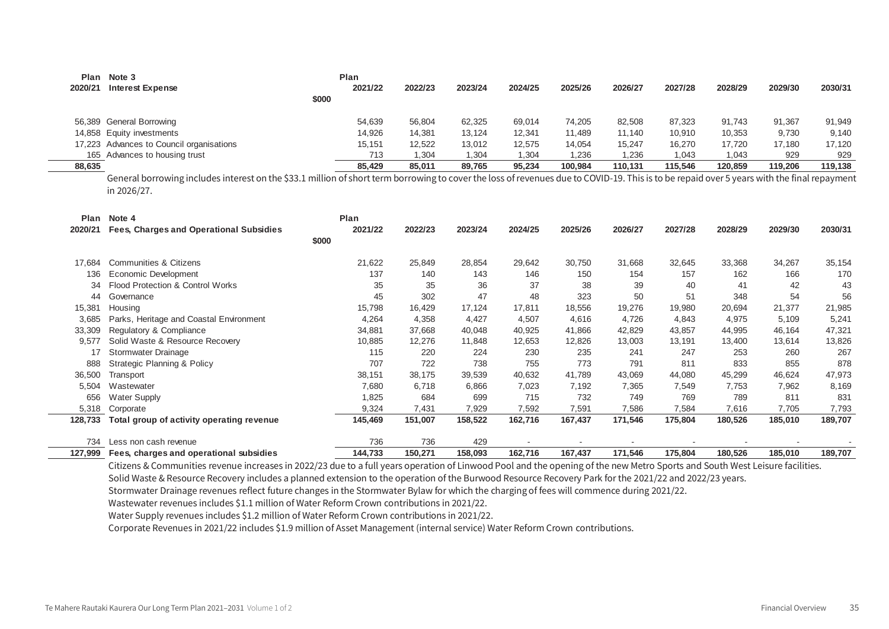| Plan 2020/21 | Note 3 Interest Expense $000 | Plan 2021/22 | 2022/23 | 2023/24 | 2024/25 | 2025/26 | 2026/27 | 2027/28 | 2028/29 | 2029/30 | 2030/31 |
|---|---|---|---|---|---|---|---|---|---|---|---|
| 56,389 | General Borrowing | 54,639 | 56,804 | 62,325 | 69,014 | 74,205 | 82,508 | 87,323 | 91,743 | 91,367 | 91,949 |
| 14,858 | Equity investments | 14,926 | 14,381 | 13,124 | 12,341 | 11,489 | 11,140 | 10,910 | 10,353 | 9,730 | 9,140 |
| 17,223 | Advances to Council organisations | 15,151 | 12,522 | 13,012 | 12,575 | 14,054 | 15,247 | 16,270 | 17,720 | 17,180 | 17,120 |
| 165 | Advances to housing trust | 713 | 1,304 | 1,304 | 1,304 | 1,236 | 1,236 | 1,043 | 1,043 | 929 | 929 |
| **88,635** | | **85,429** | **85,011** | **89,765** | **95,234** | **100,984** | **110,131** | **115,546** | **120,859** | **119,206** | **119,138** |

General borrowing includes interest on the $33.1 million of short term borrowing to cover the loss of revenues due to COVID-19. This is to be repaid over 5 years with the final repayment in 2026/27.

| Plan 2020/21 | Note 4 Fees, Charges and Operational Subsidies $000 | Plan 2021/22 | 2022/23 | 2023/24 | 2024/25 | 2025/26 | 2026/27 | 2027/28 | 2028/29 | 2029/30 | 2030/31 |
|---|---|---|---|---|---|---|---|---|---|---|---|
| 17,684 | Communities & Citizens | 21,622 | 25,849 | 28,854 | 29,642 | 30,750 | 31,668 | 32,645 | 33,368 | 34,267 | 35,154 |
| 136 | Economic Development | 137 | 140 | 143 | 146 | 150 | 154 | 157 | 162 | 166 | 170 |
| 34 | Flood Protection & Control Works | 35 | 35 | 36 | 37 | 38 | 39 | 40 | 41 | 42 | 43 |
| 44 | Governance | 45 | 302 | 47 | 48 | 323 | 50 | 51 | 348 | 54 | 56 |
| 15,381 | Housing | 15,798 | 16,429 | 17,124 | 17,811 | 18,556 | 19,276 | 19,980 | 20,694 | 21,377 | 21,985 |
| 3,685 | Parks, Heritage and Coastal Environment | 4,264 | 4,358 | 4,427 | 4,507 | 4,616 | 4,726 | 4,843 | 4,975 | 5,109 | 5,241 |
| 33,309 | Regulatory & Compliance | 34,881 | 37,668 | 40,048 | 40,925 | 41,866 | 42,829 | 43,857 | 44,995 | 46,164 | 47,321 |
| 9,577 | Solid Waste & Resource Recovery | 10,885 | 12,276 | 11,848 | 12,653 | 12,826 | 13,003 | 13,191 | 13,400 | 13,614 | 13,826 |
| 17 | Stormwater Drainage | 115 | 220 | 224 | 230 | 235 | 241 | 247 | 253 | 260 | 267 |
| 888 | Strategic Planning & Policy | 707 | 722 | 738 | 755 | 773 | 791 | 811 | 833 | 855 | 878 |
| 36,500 | Transport | 38,151 | 38,175 | 39,539 | 40,632 | 41,789 | 43,069 | 44,080 | 45,299 | 46,624 | 47,973 |
| 5,504 | Wastewater | 7,680 | 6,718 | 6,866 | 7,023 | 7,192 | 7,365 | 7,549 | 7,753 | 7,962 | 8,169 |
| 656 | Water Supply | 1,825 | 684 | 699 | 715 | 732 | 749 | 769 | 789 | 811 | 831 |
| 5,318 | Corporate | 9,324 | 7,431 | 7,929 | 7,592 | 7,591 | 7,586 | 7,584 | 7,616 | 7,705 | 7,793 |
| **128,733** | **Total group of activity operating revenue** | **145,469** | **151,007** | **158,522** | **162,716** | **167,437** | **171,546** | **175,804** | **180,526** | **185,010** | **189,707** |
| 734 | Less non cash revenue | 736 | 736 | 429 | - | - | - | - | - | - | - |
| **127,999** | **Fees, charges and operational subsidies** | **144,733** | **150,271** | **158,093** | **162,716** | **167,437** | **171,546** | **175,804** | **180,526** | **185,010** | **189,707** |

Citizens & Communities revenue increases in 2022/23 due to a full years operation of Linwood Pool and the opening of the new Metro Sports and South West Leisure facilities.

Solid Waste & Resource Recovery includes a planned extension to the operation of the Burwood Resource Recovery Park for the 2021/22 and 2022/23 years.

Stormwater Drainage revenues reflect future changes in the Stormwater Bylaw for which the charging of fees will commence during 2021/22.

Wastewater revenues includes $1.1 million of Water Reform Crown contributions in 2021/22.

Water Supply revenues includes $1.2 million of Water Reform Crown contributions in 2021/22.

Corporate Revenues in 2021/22 includes $1.9 million of Asset Management (internal service) Water Reform Crown contributions.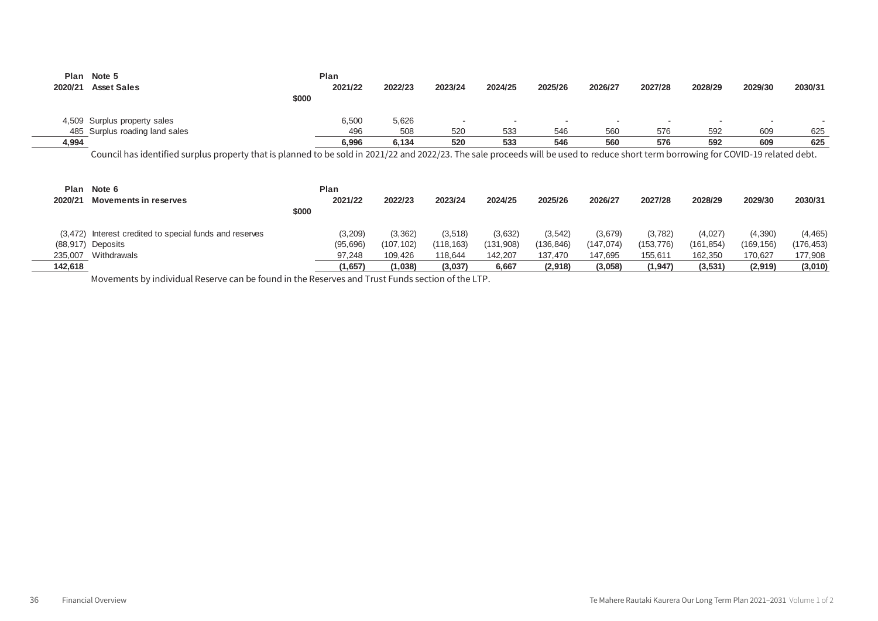| Plan 2020/21 | Note 5 Asset Sales | $000 | Plan 2021/22 | 2022/23 | 2023/24 | 2024/25 | 2025/26 | 2026/27 | 2027/28 | 2028/29 | 2029/30 | 2030/31 |
|---|---|---|---|---|---|---|---|---|---|---|---|---|
| 4,509 | Surplus property sales | | 6,500 | 5,626 | - | - | - | - | - | - | - | - |
| 485 | Surplus roading land sales | | 496 | 508 | 520 | 533 | 546 | 560 | 576 | 592 | 609 | 625 |
| **4,994** | | | **6,996** | **6,134** | **520** | **533** | **546** | **560** | **576** | **592** | **609** | **625** |

Council has identified surplus property that is planned to be sold in 2021/22 and 2022/23. The sale proceeds will be used to reduce short term borrowing for COVID-19 related debt.

| Plan 2020/21 | Note 6 Movements in reserves | $000 | Plan 2021/22 | 2022/23 | 2023/24 | 2024/25 | 2025/26 | 2026/27 | 2027/28 | 2028/29 | 2029/30 | 2030/31 |
|---|---|---|---|---|---|---|---|---|---|---|---|---|
| (3,472) | Interest credited to special funds and reserves | | (3,209) | (3,362) | (3,518) | (3,632) | (3,542) | (3,679) | (3,782) | (4,027) | (4,390) | (4,465) |
| (88,917) | Deposits | | (95,696) | (107,102) | (118,163) | (131,908) | (136,846) | (147,074) | (153,776) | (161,854) | (169,156) | (176,453) |
| 235,007 | Withdrawals | | 97,248 | 109,426 | 118,644 | 142,207 | 137,470 | 147,695 | 155,611 | 162,350 | 170,627 | 177,908 |
| **142,618** | | | **(1,657)** | **(1,038)** | **(3,037)** | **6,667** | **(2,918)** | **(3,058)** | **(1,947)** | **(3,531)** | **(2,919)** | **(3,010)** |

Movements by individual Reserve can be found in the Reserves and Trust Funds section of the LTP.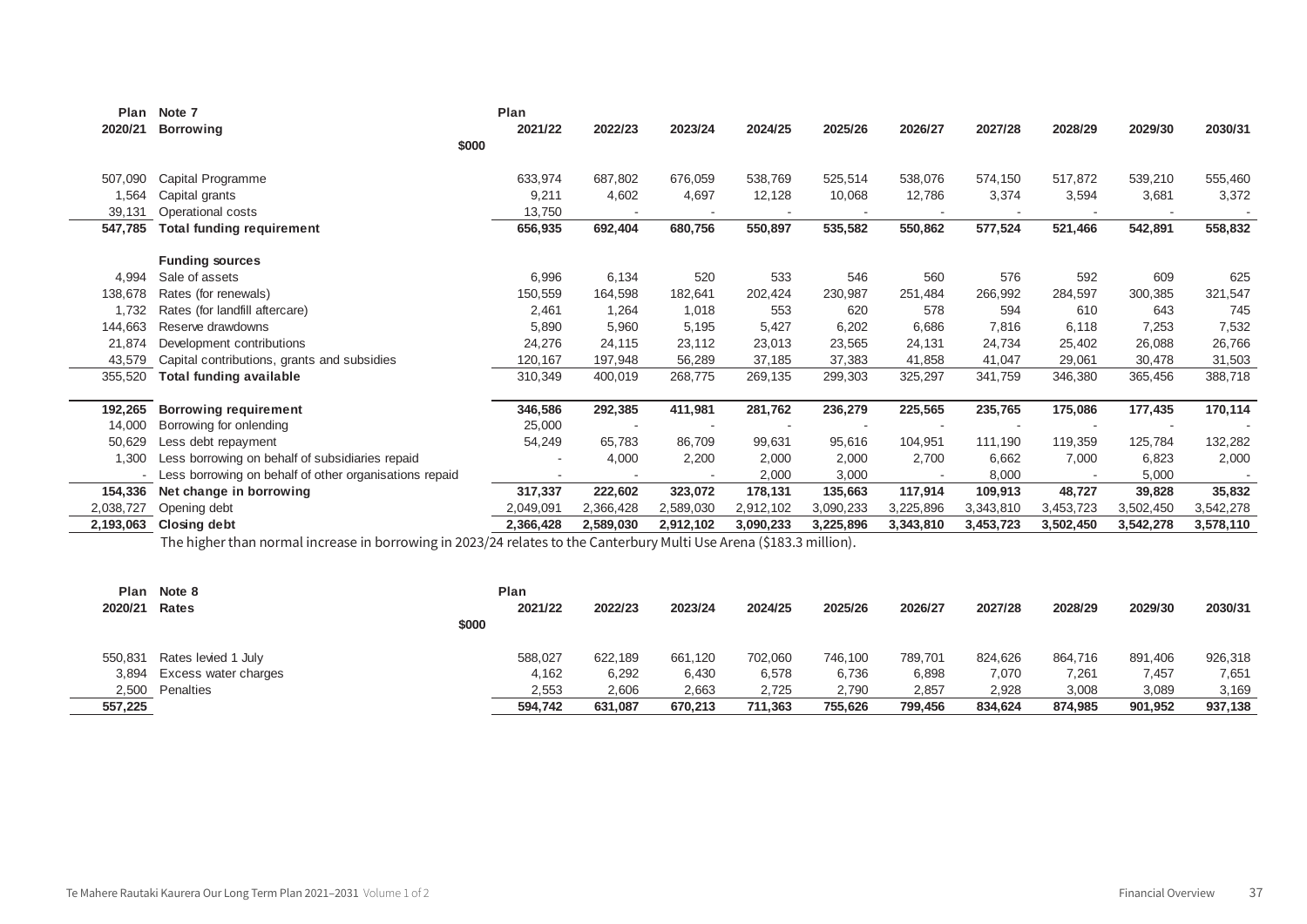| Plan 2020/21 | Note 7 Borrowing $000 | Plan 2021/22 | 2022/23 | 2023/24 | 2024/25 | 2025/26 | 2026/27 | 2027/28 | 2028/29 | 2029/30 | 2030/31 |
|---|---|---|---|---|---|---|---|---|---|---|---|
| 507,090 | Capital Programme | 633,974 | 687,802 | 676,059 | 538,769 | 525,514 | 538,076 | 574,150 | 517,872 | 539,210 | 555,460 |
| 1,564 | Capital grants | 9,211 | 4,602 | 4,697 | 12,128 | 10,068 | 12,786 | 3,374 | 3,594 | 3,681 | 3,372 |
| 39,131 | Operational costs | 13,750 | - | - | - | - | - | - | - | - | - |
| **547,785** | **Total funding requirement** | **656,935** | **692,404** | **680,756** | **550,897** | **535,582** | **550,862** | **577,524** | **521,466** | **542,891** | **558,832** |
| | **Funding sources** | | | | | | | | | | |
| 4,994 | Sale of assets | 6,996 | 6,134 | 520 | 533 | 546 | 560 | 576 | 592 | 609 | 625 |
| 138,678 | Rates (for renewals) | 150,559 | 164,598 | 182,641 | 202,424 | 230,987 | 251,484 | 266,992 | 284,597 | 300,385 | 321,547 |
| 1,732 | Rates (for landfill aftercare) | 2,461 | 1,264 | 1,018 | 553 | 620 | 578 | 594 | 610 | 643 | 745 |
| 144,663 | Reserve drawdowns | 5,890 | 5,960 | 5,195 | 5,427 | 6,202 | 6,686 | 7,816 | 6,118 | 7,253 | 7,532 |
| 21,874 | Development contributions | 24,276 | 24,115 | 23,112 | 23,013 | 23,565 | 24,131 | 24,734 | 25,402 | 26,088 | 26,766 |
| 43,579 | Capital contributions, grants and subsidies | 120,167 | 197,948 | 56,289 | 37,185 | 37,383 | 41,858 | 41,047 | 29,061 | 30,478 | 31,503 |
| 355,520 | **Total funding available** | 310,349 | 400,019 | 268,775 | 269,135 | 299,303 | 325,297 | 341,759 | 346,380 | 365,456 | 388,718 |
| **192,265** | **Borrowing requirement** | **346,586** | **292,385** | **411,981** | **281,762** | **236,279** | **225,565** | **235,765** | **175,086** | **177,435** | **170,114** |
| 14,000 | Borrowing for onlending | 25,000 | - | - | - | - | - | - | - | - | - |
| 50,629 | Less debt repayment | 54,249 | 65,783 | 86,709 | 99,631 | 95,616 | 104,951 | 111,190 | 119,359 | 125,784 | 132,282 |
| 1,300 | Less borrowing on behalf of subsidiaries repaid | - | 4,000 | 2,200 | 2,000 | 2,000 | 2,700 | 6,662 | 7,000 | 6,823 | 2,000 |
| - | Less borrowing on behalf of other organisations repaid | - | - | - | 2,000 | 3,000 | - | 8,000 | - | 5,000 | - |
| **154,336** | **Net change in borrowing** | **317,337** | **222,602** | **323,072** | **178,131** | **135,663** | **117,914** | **109,913** | **48,727** | **39,828** | **35,832** |
| 2,038,727 | Opening debt | 2,049,091 | 2,366,428 | 2,589,030 | 2,912,102 | 3,090,233 | 3,225,896 | 3,343,810 | 3,453,723 | 3,502,450 | 3,542,278 |
| **2,193,063** | **Closing debt** | **2,366,428** | **2,589,030** | **2,912,102** | **3,090,233** | **3,225,896** | **3,343,810** | **3,453,723** | **3,502,450** | **3,542,278** | **3,578,110** |

The higher than normal increase in borrowing in 2023/24 relates to the Canterbury Multi Use Arena ($183.3 million).

| Plan 2020/21 | Note 8 Rates $000 | Plan 2021/22 | 2022/23 | 2023/24 | 2024/25 | 2025/26 | 2026/27 | 2027/28 | 2028/29 | 2029/30 | 2030/31 |
|---|---|---|---|---|---|---|---|---|---|---|---|
| 550,831 | Rates levied 1 July | 588,027 | 622,189 | 661,120 | 702,060 | 746,100 | 789,701 | 824,626 | 864,716 | 891,406 | 926,318 |
| 3,894 | Excess water charges | 4,162 | 6,292 | 6,430 | 6,578 | 6,736 | 6,898 | 7,070 | 7,261 | 7,457 | 7,651 |
| 2,500 | Penalties | 2,553 | 2,606 | 2,663 | 2,725 | 2,790 | 2,857 | 2,928 | 3,008 | 3,089 | 3,169 |
| **557,225** | | **594,742** | **631,087** | **670,213** | **711,363** | **755,626** | **799,456** | **834,624** | **874,985** | **901,952** | **937,138** |